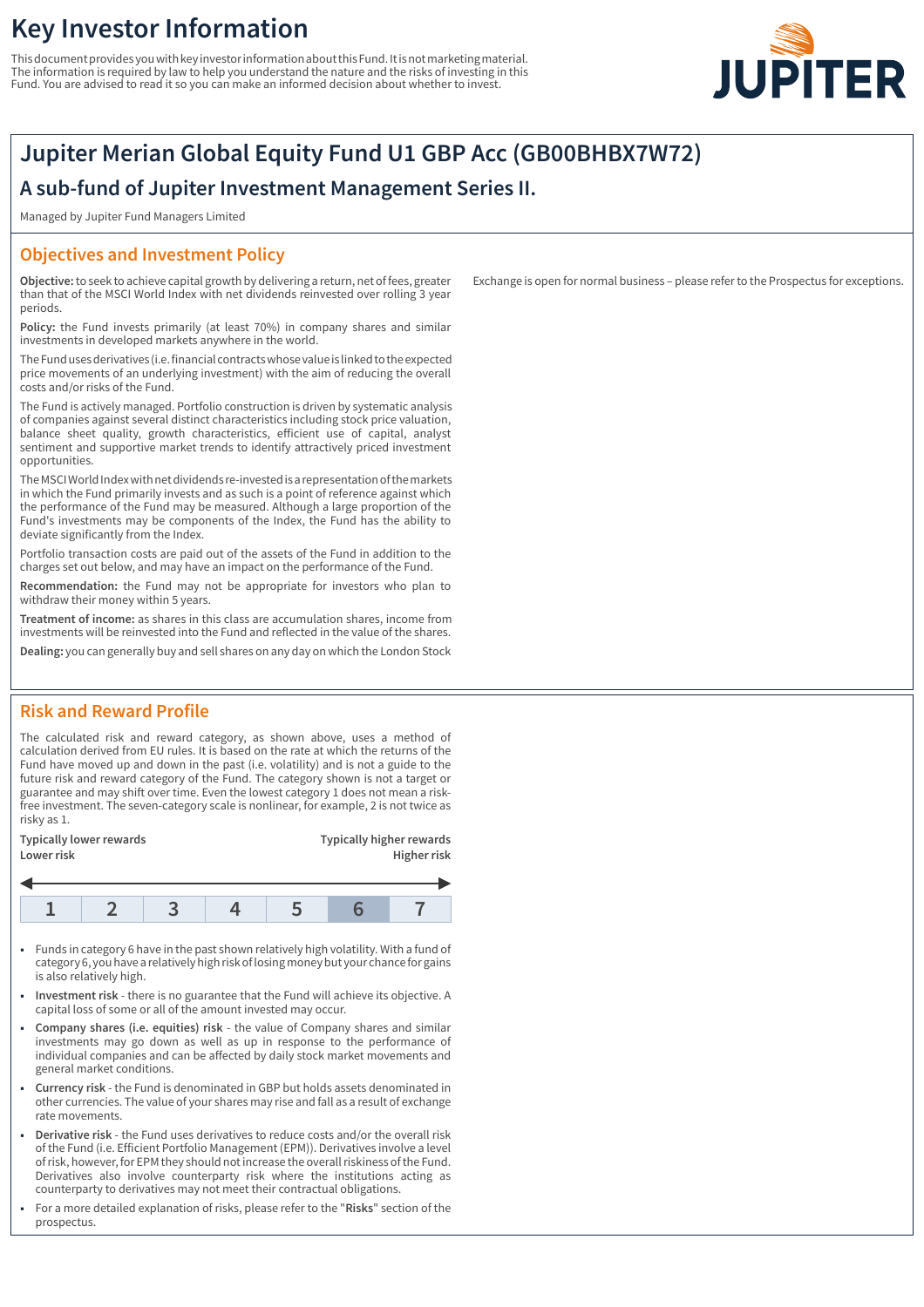# Key Investor Information

This document provides you with key investor information about this Fund. It is not marketing material. The information is required by law to help you understand the nature and the risks of investing in this Fund. You are advised to read it so you can make an informed decision about whether to invest.

## Jupiter Merian Global Equity Fund U1 GBP Acc (GB00BHBX7W72)

### A sub-fund of Jupiter Investment Management Series II.

Managed by Jupiter Fund Managers Limited

## Objectives and Investment Policy

**Objective:** to seek to achieve capital growth by delivering a return, net of fees, greater than that of the MSCI World Index with net dividends reinvested over rolling 3 year periods.

**Policy:** the Fund invests primarily (at least 70%) in company shares and similar investments in developed markets anywhere in the world.

The Fund uses derivatives (i.e. financial contracts whose value is linked to the expected price movements of an underlying investment) with the aim of reducing the overall costs and/or risks of the Fund.

The Fund is actively managed. Portfolio construction is driven by systematic analysis of companies against several distinct characteristics including stock price valuation, balance sheet quality, growth characteristics, efficient use of capital, analyst sentiment and supportive market trends to identify attractively priced investment opportunities.

The MSCI World Index with net dividends re-invested is a representation of the markets in which the Fund primarily invests and as such is a point of reference against which the performance of the Fund may be measured. Although a large proportion of the Fund's investments may be components of the Index, the Fund has the ability to deviate significantly from the Index.

Portfolio transaction costs are paid out of the assets of the Fund in addition to the charges set out below, and may have an impact on the performance of the Fund.

**Recommendation:** the Fund may not be appropriate for investors who plan to withdraw their money within 5 years.

**Treatment of income:** as shares in this class are accumulation shares, income from investments will be reinvested into the Fund and reflected in the value of the shares.

**Dealing:** you can generally buy and sell shares on any day on which the London Stock Exchange is open for normal business – please refer to the Prospectus for exceptions.

## Risk and Reward Profile

The calculated risk and reward category, as shown above, uses a method of calculation derived from EU rules. It is based on the rate at which the returns of the Fund have moved up and down in the past (i.e. volatility) and is not a guide to the future risk and reward category of the Fund. The category shown is not a target or guarantee and may shift over time. Even the lowest category 1 does not mean a risk-free investment. The seven-category scale is nonlinear, for example, 2 is not twice as risky as 1.

**Typically lower rewards** / **Lower risk** — **Typically higher rewards** / **Higher risk**

| 1 | 2 | 3 | 4 | 5 | **6** | 7 |
|---|---|---|---|---|---|---|

- Funds in category 6 have in the past shown relatively high volatility. With a fund of category 6, you have a relatively high risk of losing money but your chance for gains is also relatively high.
- **Investment risk** - there is no guarantee that the Fund will achieve its objective. A capital loss of some or all of the amount invested may occur.
- **Company shares (i.e. equities) risk** - the value of Company shares and similar investments may go down as well as up in response to the performance of individual companies and can be affected by daily stock market movements and general market conditions.
- **Currency risk** - the Fund is denominated in GBP but holds assets denominated in other currencies. The value of your shares may rise and fall as a result of exchange rate movements.
- **Derivative risk** - the Fund uses derivatives to reduce costs and/or the overall risk of the Fund (i.e. Efficient Portfolio Management (EPM)). Derivatives involve a level of risk, however, for EPM they should not increase the overall riskiness of the Fund. Derivatives also involve counterparty risk where the institutions acting as counterparty to derivatives may not meet their contractual obligations.
- For a more detailed explanation of risks, please refer to the "**Risks**" section of the prospectus.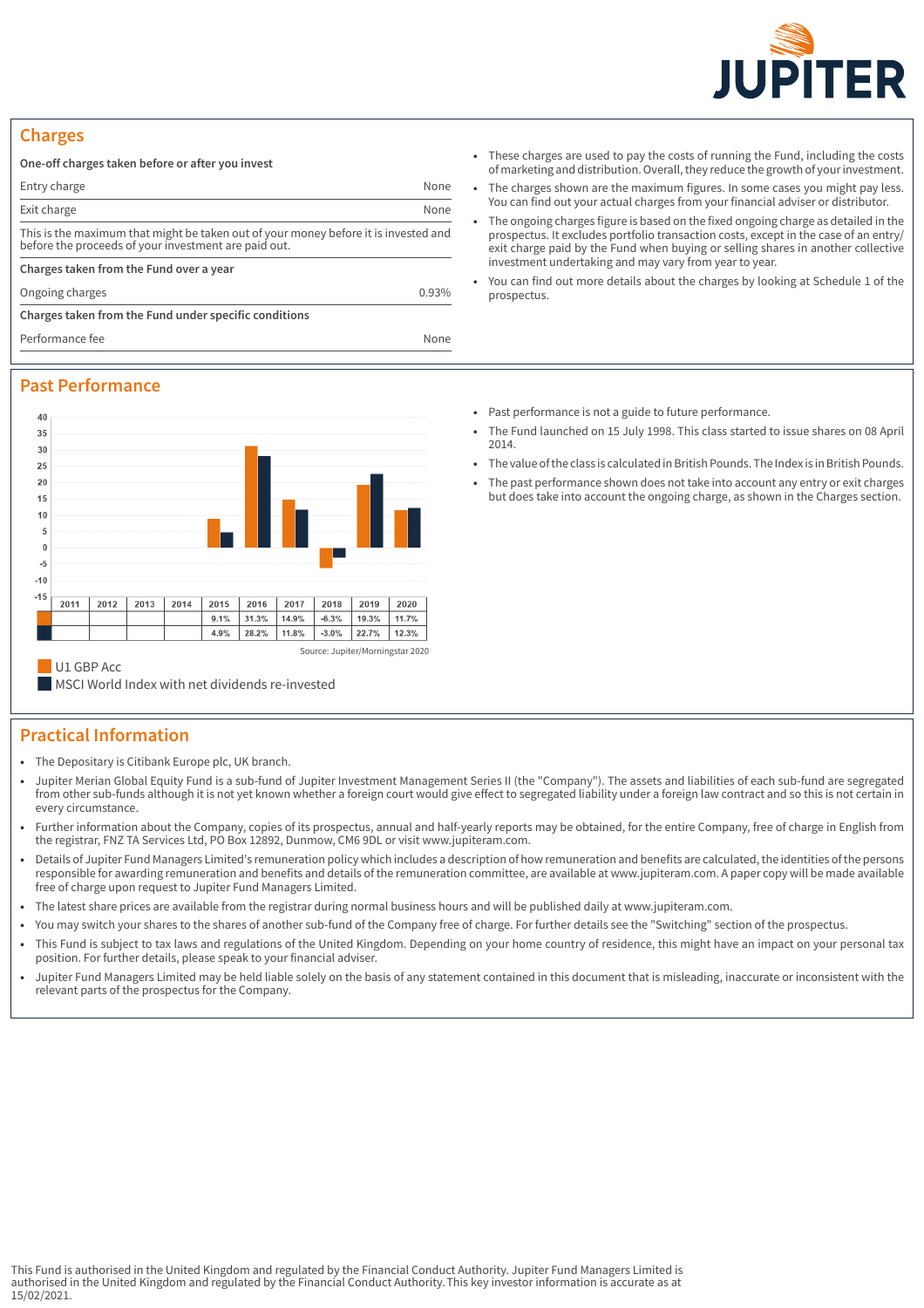## Charges

| One-off charges taken before or after you invest | |
|---|---|
| Entry charge | None |
| Exit charge | None |
| This is the maximum that might be taken out of your money before it is invested and before the proceeds of your investment are paid out. | |
| **Charges taken from the Fund over a year** | |
| Ongoing charges | 0.93% |
| **Charges taken from the Fund under specific conditions** | |
| Performance fee | None |

- These charges are used to pay the costs of running the Fund, including the costs of marketing and distribution. Overall, they reduce the growth of your investment.
- The charges shown are the maximum figures. In some cases you might pay less. You can find out your actual charges from your financial adviser or distributor.
- The ongoing charges figure is based on the fixed ongoing charge as detailed in the prospectus. It excludes portfolio transaction costs, except in the case of an entry/exit charge paid by the Fund when buying or selling shares in another collective investment undertaking and may vary from year to year.
- You can find out more details about the charges by looking at Schedule 1 of the prospectus.

## Past Performance

40
35
30
25
20
15
10
5
0
-5
-10
-15

| | 2011 | 2012 | 2013 | 2014 | 2015 | 2016 | 2017 | 2018 | 2019 | 2020 |
|---|---|---|---|---|---|---|---|---|---|---|
| U1 GBP Acc | | | | | 9.1% | 31.3% | 14.9% | -6.3% | 19.3% | 11.7% |
| MSCI World Index with net dividends re-invested | | | | | 4.9% | 28.2% | 11.8% | -3.0% | 22.7% | 12.3% |

Source: Jupiter/Morningstar 2020

U1 GBP Acc
MSCI World Index with net dividends re-invested

- Past performance is not a guide to future performance.
- The Fund launched on 15 July 1998. This class started to issue shares on 08 April 2014.
- The value of the class is calculated in British Pounds. The Index is in British Pounds.
- The past performance shown does not take into account any entry or exit charges but does take into account the ongoing charge, as shown in the Charges section.

## Practical Information

- The Depositary is Citibank Europe plc, UK branch.
- Jupiter Merian Global Equity Fund is a sub-fund of Jupiter Investment Management Series II (the "Company"). The assets and liabilities of each sub-fund are segregated from other sub-funds although it is not yet known whether a foreign court would give effect to segregated liability under a foreign law contract and so this is not certain in every circumstance.
- Further information about the Company, copies of its prospectus, annual and half-yearly reports may be obtained, for the entire Company, free of charge in English from the registrar, FNZ TA Services Ltd, PO Box 12892, Dunmow, CM6 9DL or visit www.jupiteram.com.
- Details of Jupiter Fund Managers Limited's remuneration policy which includes a description of how remuneration and benefits are calculated, the identities of the persons responsible for awarding remuneration and benefits and details of the remuneration committee, are available at www.jupiteram.com. A paper copy will be made available free of charge upon request to Jupiter Fund Managers Limited.
- The latest share prices are available from the registrar during normal business hours and will be published daily at www.jupiteram.com.
- You may switch your shares to the shares of another sub-fund of the Company free of charge. For further details see the "Switching" section of the prospectus.
- This Fund is subject to tax laws and regulations of the United Kingdom. Depending on your home country of residence, this might have an impact on your personal tax position. For further details, please speak to your financial adviser.
- Jupiter Fund Managers Limited may be held liable solely on the basis of any statement contained in this document that is misleading, inaccurate or inconsistent with the relevant parts of the prospectus for the Company.

This Fund is authorised in the United Kingdom and regulated by the Financial Conduct Authority. Jupiter Fund Managers Limited is authorised in the United Kingdom and regulated by the Financial Conduct Authority. This key investor information is accurate as at 15/02/2021.